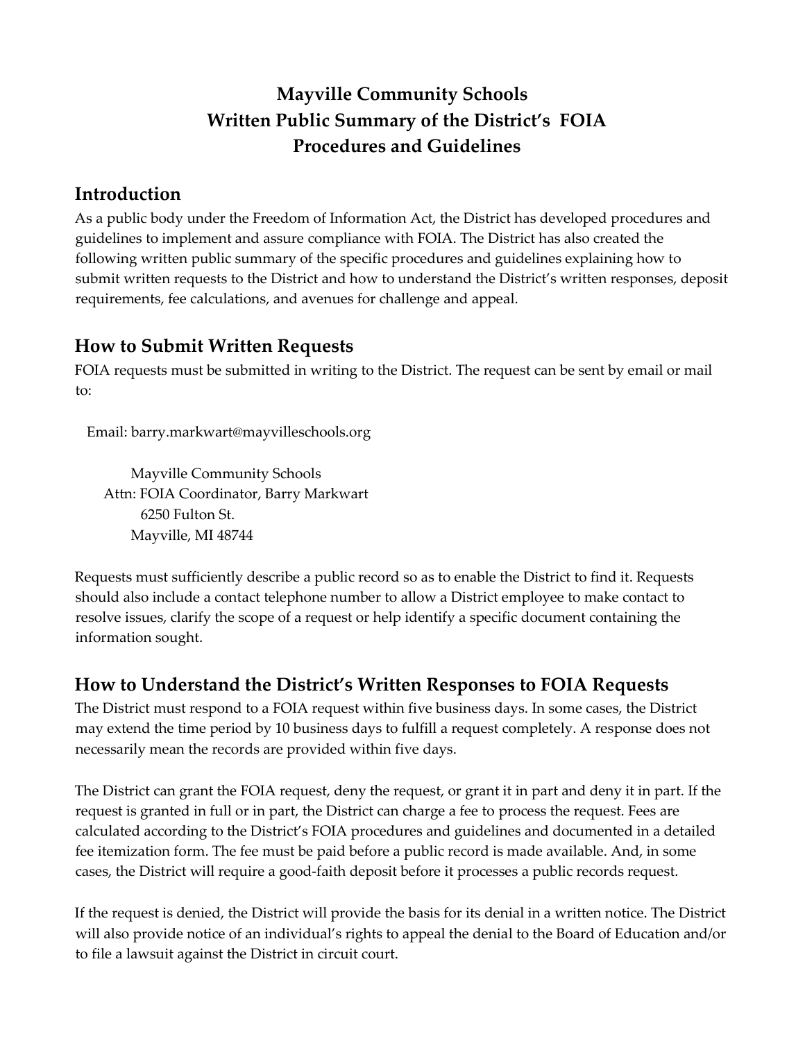# Mayville Community Schools
# Written Public Summary of the District's FOIA Procedures and Guidelines

## Introduction

As a public body under the Freedom of Information Act, the District has developed procedures and guidelines to implement and assure compliance with FOIA. The District has also created the following written public summary of the specific procedures and guidelines explaining how to submit written requests to the District and how to understand the District's written responses, deposit requirements, fee calculations, and avenues for challenge and appeal.

## How to Submit Written Requests

FOIA requests must be submitted in writing to the District. The request can be sent by email or mail to:

Email: barry.markwart@mayvilleschools.org

Mayville Community Schools
Attn: FOIA Coordinator, Barry Markwart
6250 Fulton St.
Mayville, MI 48744

Requests must sufficiently describe a public record so as to enable the District to find it. Requests should also include a contact telephone number to allow a District employee to make contact to resolve issues, clarify the scope of a request or help identify a specific document containing the information sought.

## How to Understand the District's Written Responses to FOIA Requests

The District must respond to a FOIA request within five business days. In some cases, the District may extend the time period by 10 business days to fulfill a request completely. A response does not necessarily mean the records are provided within five days.

The District can grant the FOIA request, deny the request, or grant it in part and deny it in part. If the request is granted in full or in part, the District can charge a fee to process the request. Fees are calculated according to the District's FOIA procedures and guidelines and documented in a detailed fee itemization form. The fee must be paid before a public record is made available. And, in some cases, the District will require a good-faith deposit before it processes a public records request.

If the request is denied, the District will provide the basis for its denial in a written notice. The District will also provide notice of an individual's rights to appeal the denial to the Board of Education and/or to file a lawsuit against the District in circuit court.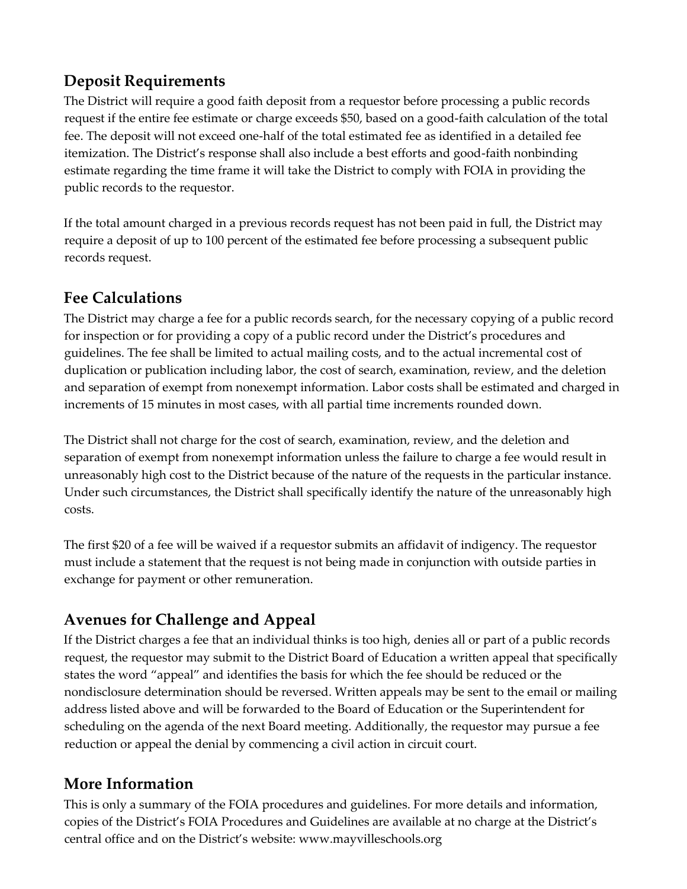## Deposit Requirements

The District will require a good faith deposit from a requestor before processing a public records request if the entire fee estimate or charge exceeds $50, based on a good-faith calculation of the total fee. The deposit will not exceed one-half of the total estimated fee as identified in a detailed fee itemization. The District's response shall also include a best efforts and good-faith nonbinding estimate regarding the time frame it will take the District to comply with FOIA in providing the public records to the requestor.

If the total amount charged in a previous records request has not been paid in full, the District may require a deposit of up to 100 percent of the estimated fee before processing a subsequent public records request.

## Fee Calculations

The District may charge a fee for a public records search, for the necessary copying of a public record for inspection or for providing a copy of a public record under the District's procedures and guidelines. The fee shall be limited to actual mailing costs, and to the actual incremental cost of duplication or publication including labor, the cost of search, examination, review, and the deletion and separation of exempt from nonexempt information. Labor costs shall be estimated and charged in increments of 15 minutes in most cases, with all partial time increments rounded down.

The District shall not charge for the cost of search, examination, review, and the deletion and separation of exempt from nonexempt information unless the failure to charge a fee would result in unreasonably high cost to the District because of the nature of the requests in the particular instance. Under such circumstances, the District shall specifically identify the nature of the unreasonably high costs.

The first $20 of a fee will be waived if a requestor submits an affidavit of indigency. The requestor must include a statement that the request is not being made in conjunction with outside parties in exchange for payment or other remuneration.

## Avenues for Challenge and Appeal

If the District charges a fee that an individual thinks is too high, denies all or part of a public records request, the requestor may submit to the District Board of Education a written appeal that specifically states the word "appeal" and identifies the basis for which the fee should be reduced or the nondisclosure determination should be reversed. Written appeals may be sent to the email or mailing address listed above and will be forwarded to the Board of Education or the Superintendent for scheduling on the agenda of the next Board meeting. Additionally, the requestor may pursue a fee reduction or appeal the denial by commencing a civil action in circuit court.

## More Information

This is only a summary of the FOIA procedures and guidelines. For more details and information, copies of the District's FOIA Procedures and Guidelines are available at no charge at the District's central office and on the District's website: www.mayvilleschools.org